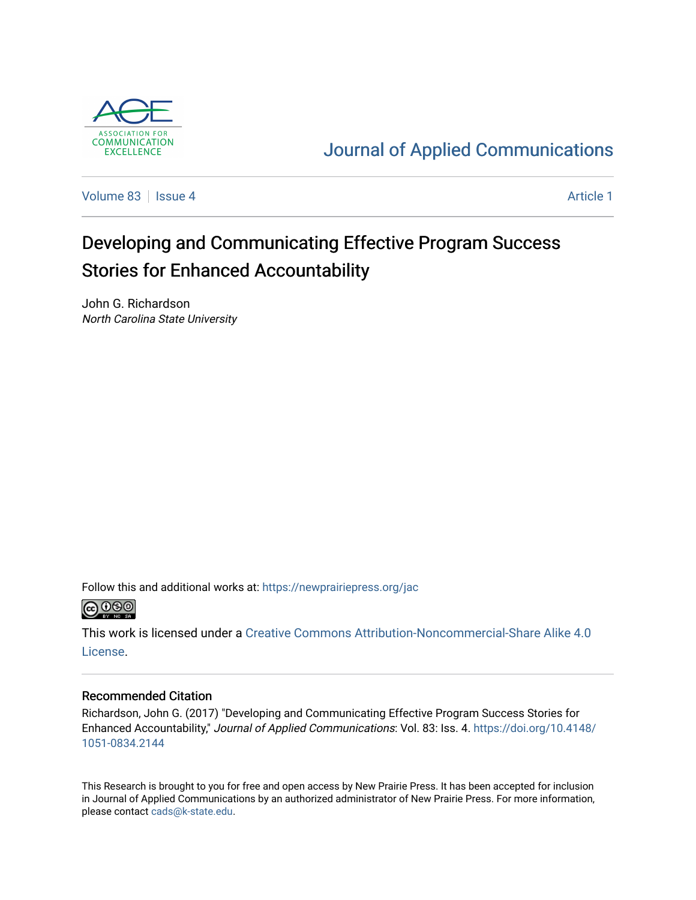ASSOCIATION FOR COMMUNICATION EXCELLENCE

Journal of Applied Communications

Volume 83 | Issue 4 | Article 1

# Developing and Communicating Effective Program Success Stories for Enhanced Accountability

John G. Richardson
*North Carolina State University*

Follow this and additional works at: https://newprairiepress.org/jac

This work is licensed under a Creative Commons Attribution-Noncommercial-Share Alike 4.0 License.

## Recommended Citation

Richardson, John G. (2017) "Developing and Communicating Effective Program Success Stories for Enhanced Accountability," *Journal of Applied Communications*: Vol. 83: Iss. 4. https://doi.org/10.4148/1051-0834.2144

This Research is brought to you for free and open access by New Prairie Press. It has been accepted for inclusion in Journal of Applied Communications by an authorized administrator of New Prairie Press. For more information, please contact cads@k-state.edu.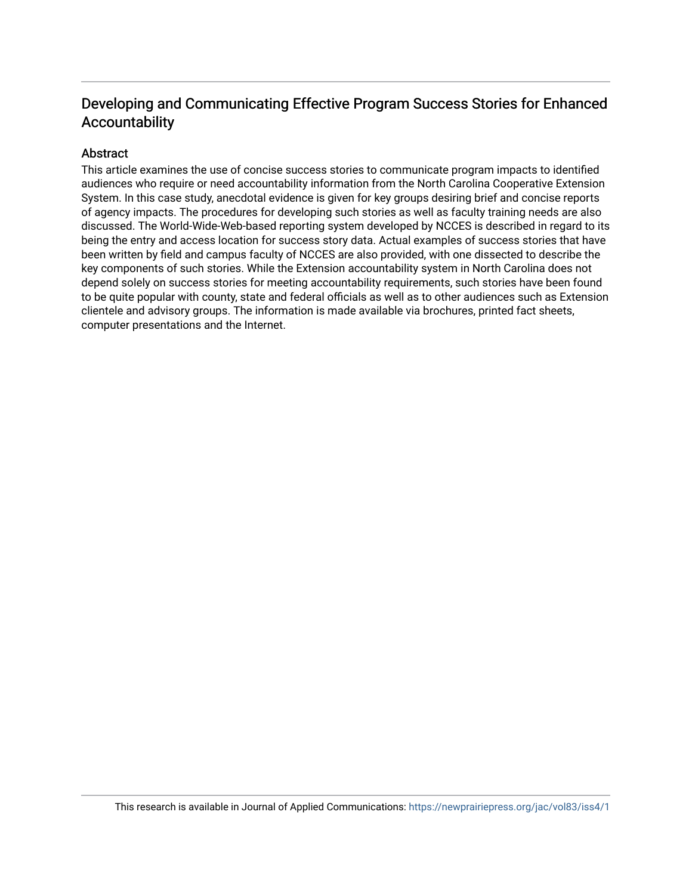# Developing and Communicating Effective Program Success Stories for Enhanced Accountability

## Abstract

This article examines the use of concise success stories to communicate program impacts to identified audiences who require or need accountability information from the North Carolina Cooperative Extension System. In this case study, anecdotal evidence is given for key groups desiring brief and concise reports of agency impacts. The procedures for developing such stories as well as faculty training needs are also discussed. The World-Wide-Web-based reporting system developed by NCCES is described in regard to its being the entry and access location for success story data. Actual examples of success stories that have been written by field and campus faculty of NCCES are also provided, with one dissected to describe the key components of such stories. While the Extension accountability system in North Carolina does not depend solely on success stories for meeting accountability requirements, such stories have been found to be quite popular with county, state and federal officials as well as to other audiences such as Extension clientele and advisory groups. The information is made available via brochures, printed fact sheets, computer presentations and the Internet.

This research is available in Journal of Applied Communications: https://newprairiepress.org/jac/vol83/iss4/1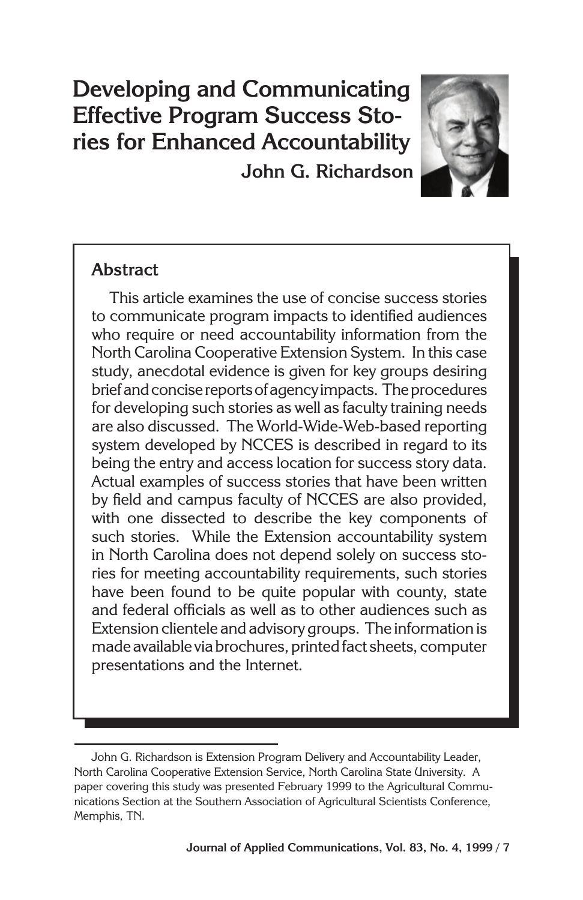# Developing and Communicating Effective Program Success Stories for Enhanced Accountability

**John G. Richardson**

## Abstract

This article examines the use of concise success stories to communicate program impacts to identified audiences who require or need accountability information from the North Carolina Cooperative Extension System. In this case study, anecdotal evidence is given for key groups desiring brief and concise reports of agency impacts. The procedures for developing such stories as well as faculty training needs are also discussed. The World-Wide-Web-based reporting system developed by NCCES is described in regard to its being the entry and access location for success story data. Actual examples of success stories that have been written by field and campus faculty of NCCES are also provided, with one dissected to describe the key components of such stories. While the Extension accountability system in North Carolina does not depend solely on success stories for meeting accountability requirements, such stories have been found to be quite popular with county, state and federal officials as well as to other audiences such as Extension clientele and advisory groups. The information is made available via brochures, printed fact sheets, computer presentations and the Internet.

---

John G. Richardson is Extension Program Delivery and Accountability Leader, North Carolina Cooperative Extension Service, North Carolina State University. A paper covering this study was presented February 1999 to the Agricultural Communications Section at the Southern Association of Agricultural Scientists Conference, Memphis, TN.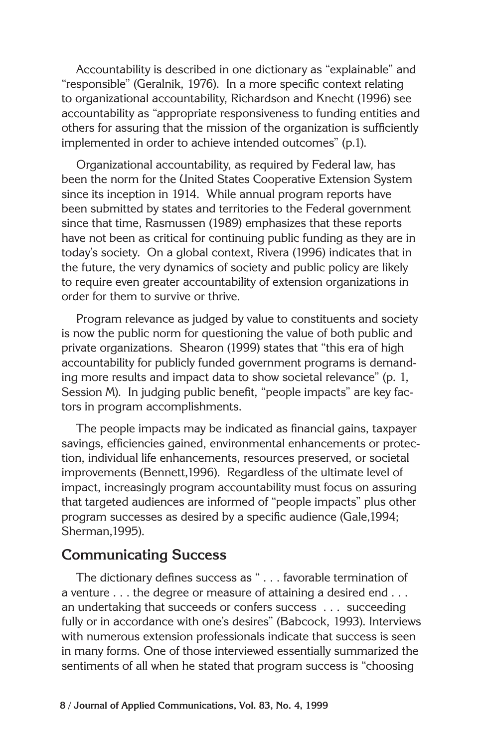Accountability is described in one dictionary as "explainable" and "responsible" (Geralnik, 1976). In a more specific context relating to organizational accountability, Richardson and Knecht (1996) see accountability as "appropriate responsiveness to funding entities and others for assuring that the mission of the organization is sufficiently implemented in order to achieve intended outcomes" (p.1).

Organizational accountability, as required by Federal law, has been the norm for the United States Cooperative Extension System since its inception in 1914. While annual program reports have been submitted by states and territories to the Federal government since that time, Rasmussen (1989) emphasizes that these reports have not been as critical for continuing public funding as they are in today's society. On a global context, Rivera (1996) indicates that in the future, the very dynamics of society and public policy are likely to require even greater accountability of extension organizations in order for them to survive or thrive.

Program relevance as judged by value to constituents and society is now the public norm for questioning the value of both public and private organizations. Shearon (1999) states that "this era of high accountability for publicly funded government programs is demanding more results and impact data to show societal relevance" (p. 1, Session M). In judging public benefit, "people impacts" are key factors in program accomplishments.

The people impacts may be indicated as financial gains, taxpayer savings, efficiencies gained, environmental enhancements or protection, individual life enhancements, resources preserved, or societal improvements (Bennett,1996). Regardless of the ultimate level of impact, increasingly program accountability must focus on assuring that targeted audiences are informed of "people impacts" plus other program successes as desired by a specific audience (Gale,1994; Sherman,1995).

## Communicating Success

The dictionary defines success as " . . . favorable termination of a venture . . . the degree or measure of attaining a desired end . . . an undertaking that succeeds or confers success . . . succeeding fully or in accordance with one's desires" (Babcock, 1993). Interviews with numerous extension professionals indicate that success is seen in many forms. One of those interviewed essentially summarized the sentiments of all when he stated that program success is "choosing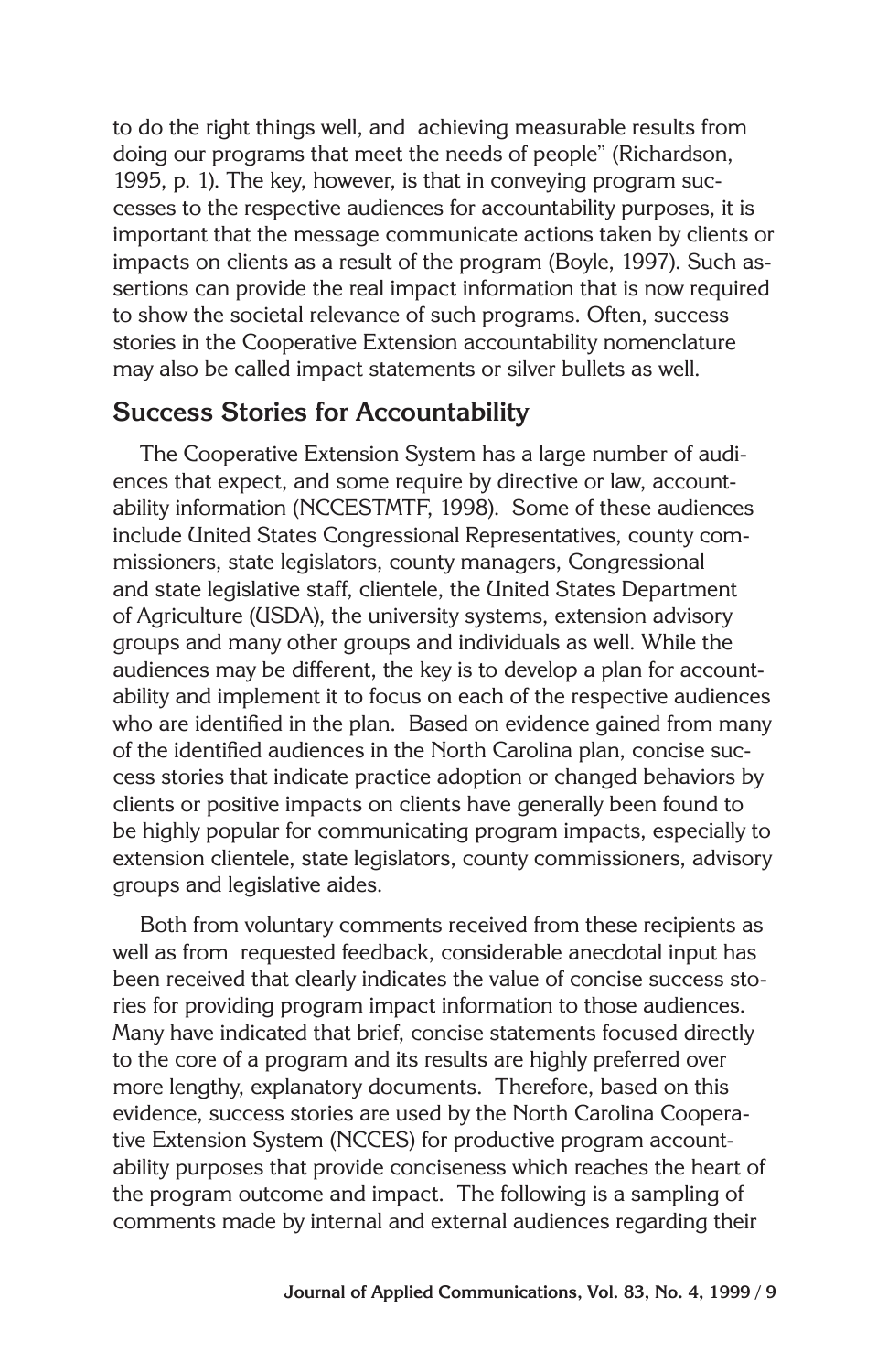to do the right things well, and achieving measurable results from doing our programs that meet the needs of people" (Richardson, 1995, p. 1). The key, however, is that in conveying program successes to the respective audiences for accountability purposes, it is important that the message communicate actions taken by clients or impacts on clients as a result of the program (Boyle, 1997). Such assertions can provide the real impact information that is now required to show the societal relevance of such programs. Often, success stories in the Cooperative Extension accountability nomenclature may also be called impact statements or silver bullets as well.

## Success Stories for Accountability

The Cooperative Extension System has a large number of audiences that expect, and some require by directive or law, accountability information (NCCESTMTF, 1998). Some of these audiences include United States Congressional Representatives, county commissioners, state legislators, county managers, Congressional and state legislative staff, clientele, the United States Department of Agriculture (USDA), the university systems, extension advisory groups and many other groups and individuals as well. While the audiences may be different, the key is to develop a plan for accountability and implement it to focus on each of the respective audiences who are identified in the plan. Based on evidence gained from many of the identified audiences in the North Carolina plan, concise success stories that indicate practice adoption or changed behaviors by clients or positive impacts on clients have generally been found to be highly popular for communicating program impacts, especially to extension clientele, state legislators, county commissioners, advisory groups and legislative aides.

Both from voluntary comments received from these recipients as well as from requested feedback, considerable anecdotal input has been received that clearly indicates the value of concise success stories for providing program impact information to those audiences. Many have indicated that brief, concise statements focused directly to the core of a program and its results are highly preferred over more lengthy, explanatory documents. Therefore, based on this evidence, success stories are used by the North Carolina Cooperative Extension System (NCCES) for productive program accountability purposes that provide conciseness which reaches the heart of the program outcome and impact. The following is a sampling of comments made by internal and external audiences regarding their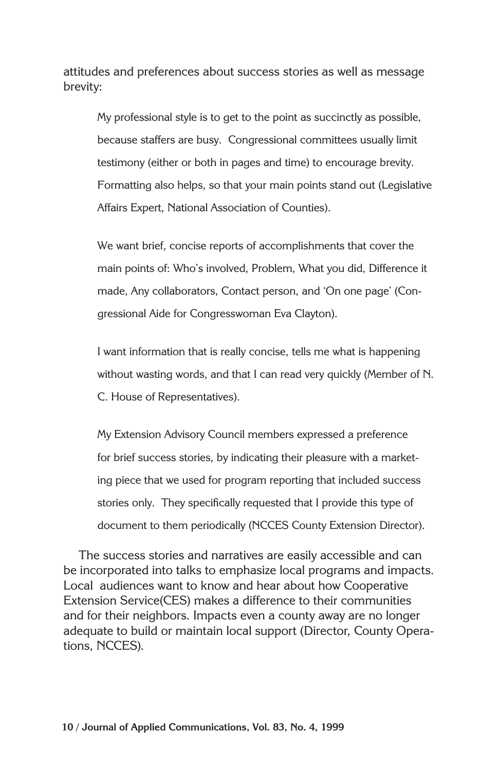attitudes and preferences about success stories as well as message brevity:

> My professional style is to get to the point as succinctly as possible, because staffers are busy. Congressional committees usually limit testimony (either or both in pages and time) to encourage brevity. Formatting also helps, so that your main points stand out (Legislative Affairs Expert, National Association of Counties).

> We want brief, concise reports of accomplishments that cover the main points of: Who's involved, Problem, What you did, Difference it made, Any collaborators, Contact person, and 'On one page' (Congressional Aide for Congresswoman Eva Clayton).

> I want information that is really concise, tells me what is happening without wasting words, and that I can read very quickly (Member of N. C. House of Representatives).

> My Extension Advisory Council members expressed a preference for brief success stories, by indicating their pleasure with a marketing piece that we used for program reporting that included success stories only. They specifically requested that I provide this type of document to them periodically (NCCES County Extension Director).

The success stories and narratives are easily accessible and can be incorporated into talks to emphasize local programs and impacts. Local audiences want to know and hear about how Cooperative Extension Service(CES) makes a difference to their communities and for their neighbors. Impacts even a county away are no longer adequate to build or maintain local support (Director, County Operations, NCCES).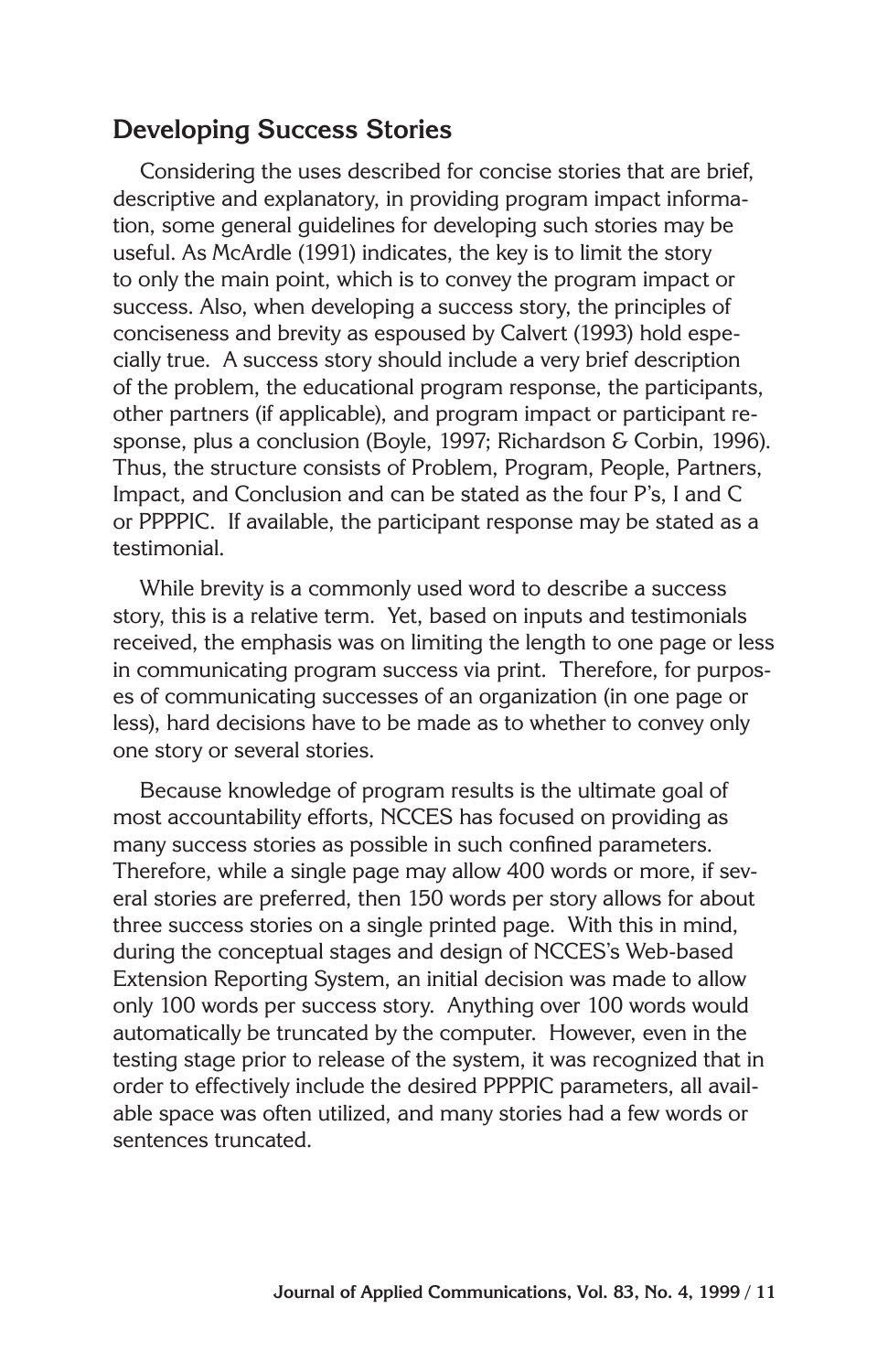## Developing Success Stories

Considering the uses described for concise stories that are brief, descriptive and explanatory, in providing program impact information, some general guidelines for developing such stories may be useful. As McArdle (1991) indicates, the key is to limit the story to only the main point, which is to convey the program impact or success. Also, when developing a success story, the principles of conciseness and brevity as espoused by Calvert (1993) hold especially true. A success story should include a very brief description of the problem, the educational program response, the participants, other partners (if applicable), and program impact or participant response, plus a conclusion (Boyle, 1997; Richardson & Corbin, 1996). Thus, the structure consists of Problem, Program, People, Partners, Impact, and Conclusion and can be stated as the four P's, I and C or PPPPIC. If available, the participant response may be stated as a testimonial.

While brevity is a commonly used word to describe a success story, this is a relative term. Yet, based on inputs and testimonials received, the emphasis was on limiting the length to one page or less in communicating program success via print. Therefore, for purposes of communicating successes of an organization (in one page or less), hard decisions have to be made as to whether to convey only one story or several stories.

Because knowledge of program results is the ultimate goal of most accountability efforts, NCCES has focused on providing as many success stories as possible in such confined parameters. Therefore, while a single page may allow 400 words or more, if several stories are preferred, then 150 words per story allows for about three success stories on a single printed page. With this in mind, during the conceptual stages and design of NCCES's Web-based Extension Reporting System, an initial decision was made to allow only 100 words per success story. Anything over 100 words would automatically be truncated by the computer. However, even in the testing stage prior to release of the system, it was recognized that in order to effectively include the desired PPPPIC parameters, all available space was often utilized, and many stories had a few words or sentences truncated.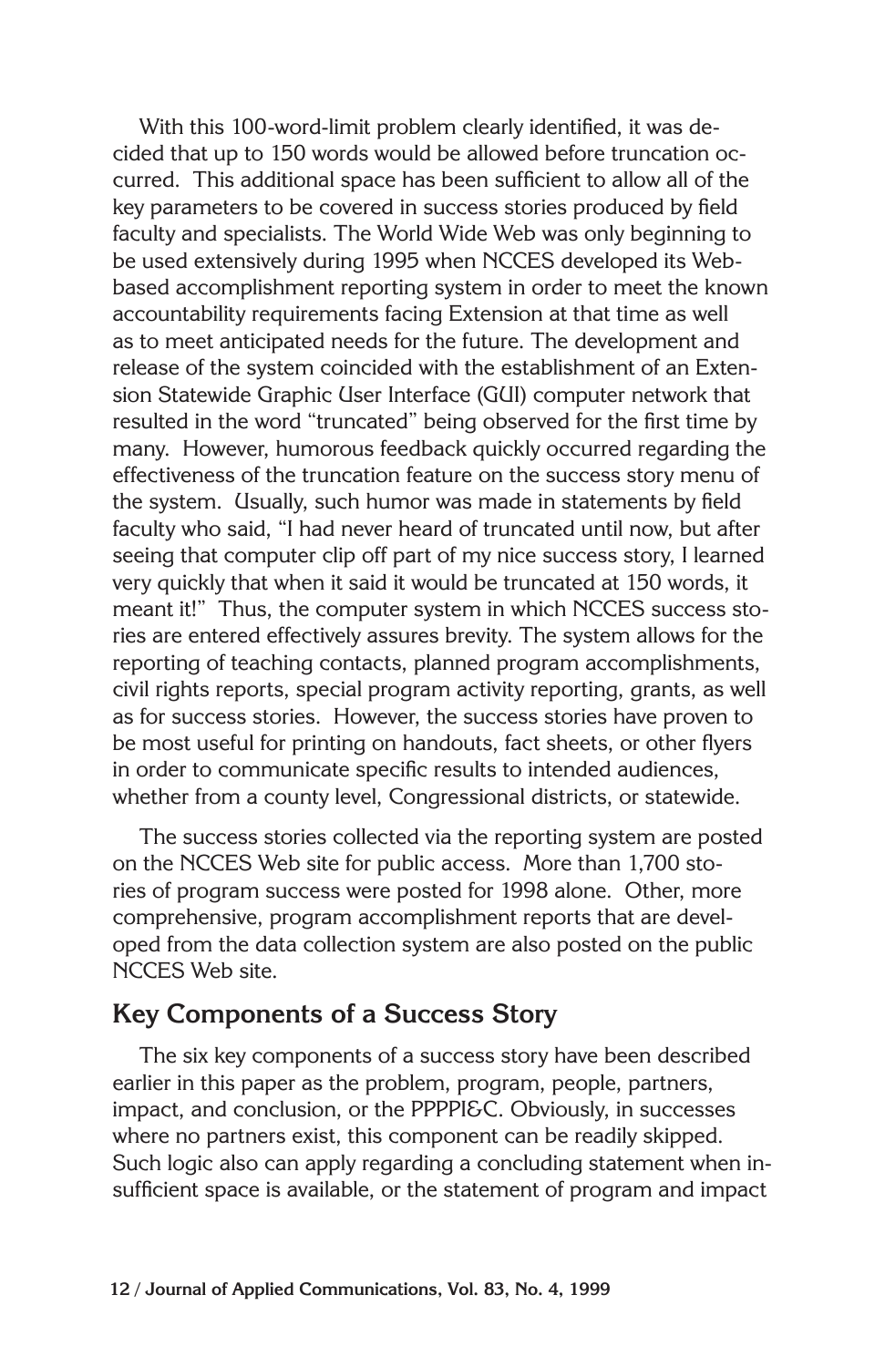With this 100-word-limit problem clearly identified, it was decided that up to 150 words would be allowed before truncation occurred. This additional space has been sufficient to allow all of the key parameters to be covered in success stories produced by field faculty and specialists. The World Wide Web was only beginning to be used extensively during 1995 when NCCES developed its Web-based accomplishment reporting system in order to meet the known accountability requirements facing Extension at that time as well as to meet anticipated needs for the future. The development and release of the system coincided with the establishment of an Extension Statewide Graphic User Interface (GUI) computer network that resulted in the word "truncated" being observed for the first time by many. However, humorous feedback quickly occurred regarding the effectiveness of the truncation feature on the success story menu of the system. Usually, such humor was made in statements by field faculty who said, "I had never heard of truncated until now, but after seeing that computer clip off part of my nice success story, I learned very quickly that when it said it would be truncated at 150 words, it meant it!" Thus, the computer system in which NCCES success stories are entered effectively assures brevity. The system allows for the reporting of teaching contacts, planned program accomplishments, civil rights reports, special program activity reporting, grants, as well as for success stories. However, the success stories have proven to be most useful for printing on handouts, fact sheets, or other flyers in order to communicate specific results to intended audiences, whether from a county level, Congressional districts, or statewide.

The success stories collected via the reporting system are posted on the NCCES Web site for public access. More than 1,700 stories of program success were posted for 1998 alone. Other, more comprehensive, program accomplishment reports that are developed from the data collection system are also posted on the public NCCES Web site.

## Key Components of a Success Story

The six key components of a success story have been described earlier in this paper as the problem, program, people, partners, impact, and conclusion, or the PPPPI&C. Obviously, in successes where no partners exist, this component can be readily skipped. Such logic also can apply regarding a concluding statement when insufficient space is available, or the statement of program and impact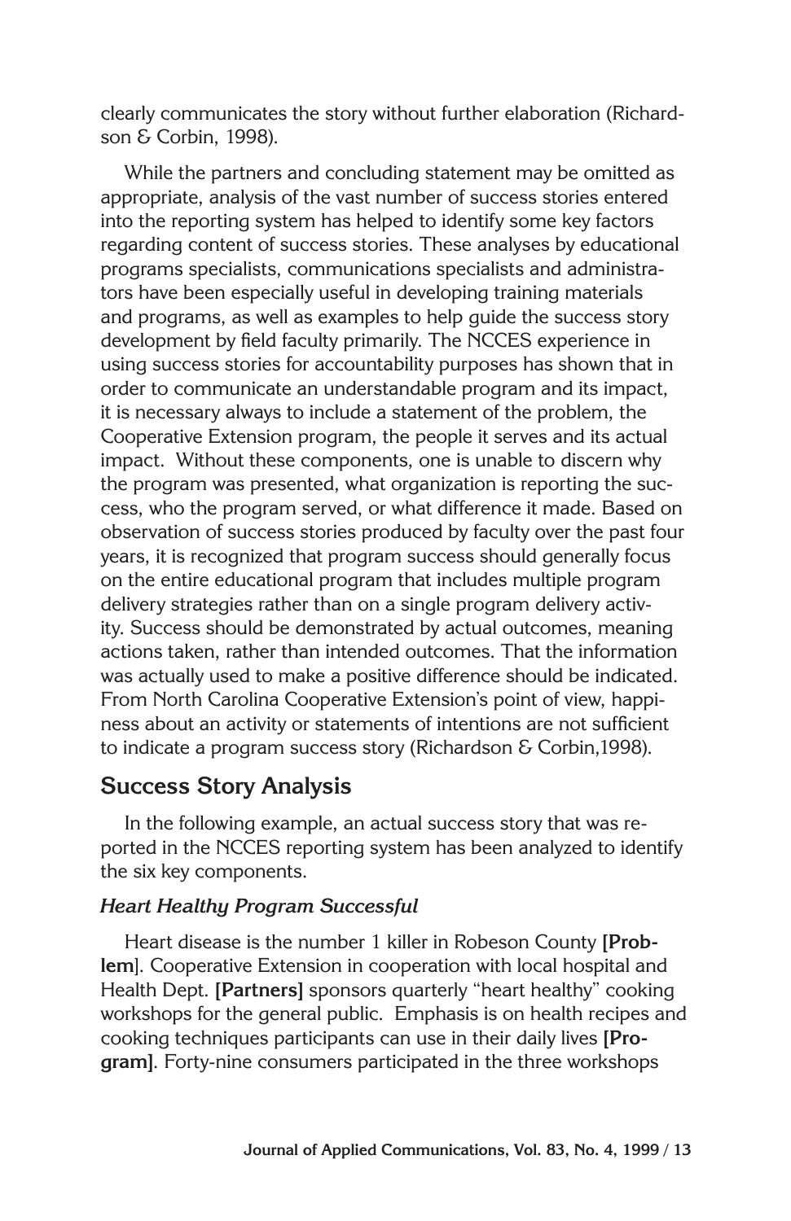clearly communicates the story without further elaboration (Richardson & Corbin, 1998).

While the partners and concluding statement may be omitted as appropriate, analysis of the vast number of success stories entered into the reporting system has helped to identify some key factors regarding content of success stories. These analyses by educational programs specialists, communications specialists and administrators have been especially useful in developing training materials and programs, as well as examples to help guide the success story development by field faculty primarily. The NCCES experience in using success stories for accountability purposes has shown that in order to communicate an understandable program and its impact, it is necessary always to include a statement of the problem, the Cooperative Extension program, the people it serves and its actual impact. Without these components, one is unable to discern why the program was presented, what organization is reporting the success, who the program served, or what difference it made. Based on observation of success stories produced by faculty over the past four years, it is recognized that program success should generally focus on the entire educational program that includes multiple program delivery strategies rather than on a single program delivery activity. Success should be demonstrated by actual outcomes, meaning actions taken, rather than intended outcomes. That the information was actually used to make a positive difference should be indicated. From North Carolina Cooperative Extension's point of view, happiness about an activity or statements of intentions are not sufficient to indicate a program success story (Richardson & Corbin,1998).

## Success Story Analysis

In the following example, an actual success story that was reported in the NCCES reporting system has been analyzed to identify the six key components.

### *Heart Healthy Program Successful*

Heart disease is the number 1 killer in Robeson County **[Problem**]. Cooperative Extension in cooperation with local hospital and Health Dept. **[Partners]** sponsors quarterly "heart healthy" cooking workshops for the general public. Emphasis is on health recipes and cooking techniques participants can use in their daily lives **[Program]**. Forty-nine consumers participated in the three workshops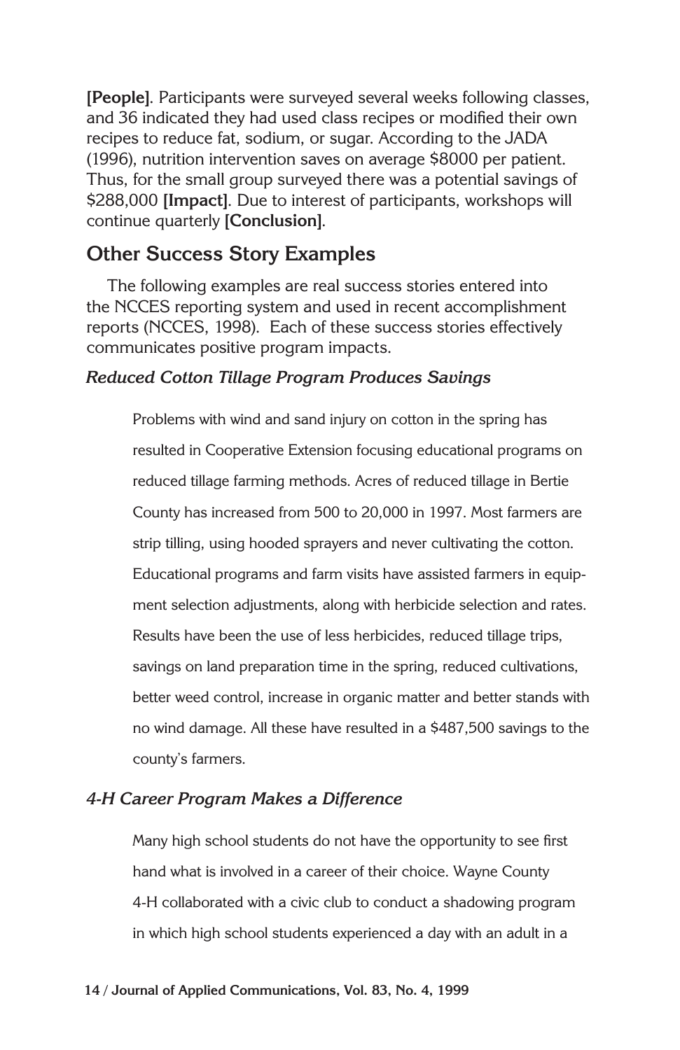**[People]**. Participants were surveyed several weeks following classes, and 36 indicated they had used class recipes or modified their own recipes to reduce fat, sodium, or sugar. According to the JADA (1996), nutrition intervention saves on average $8000 per patient. Thus, for the small group surveyed there was a potential savings of $288,000 **[Impact]**. Due to interest of participants, workshops will continue quarterly **[Conclusion]**.

## Other Success Story Examples

The following examples are real success stories entered into the NCCES reporting system and used in recent accomplishment reports (NCCES, 1998). Each of these success stories effectively communicates positive program impacts.

### *Reduced Cotton Tillage Program Produces Savings*

> Problems with wind and sand injury on cotton in the spring has resulted in Cooperative Extension focusing educational programs on reduced tillage farming methods. Acres of reduced tillage in Bertie County has increased from 500 to 20,000 in 1997. Most farmers are strip tilling, using hooded sprayers and never cultivating the cotton. Educational programs and farm visits have assisted farmers in equipment selection adjustments, along with herbicide selection and rates. Results have been the use of less herbicides, reduced tillage trips, savings on land preparation time in the spring, reduced cultivations, better weed control, increase in organic matter and better stands with no wind damage. All these have resulted in a $487,500 savings to the county's farmers.

### *4-H Career Program Makes a Difference*

> Many high school students do not have the opportunity to see first hand what is involved in a career of their choice. Wayne County 4-H collaborated with a civic club to conduct a shadowing program in which high school students experienced a day with an adult in a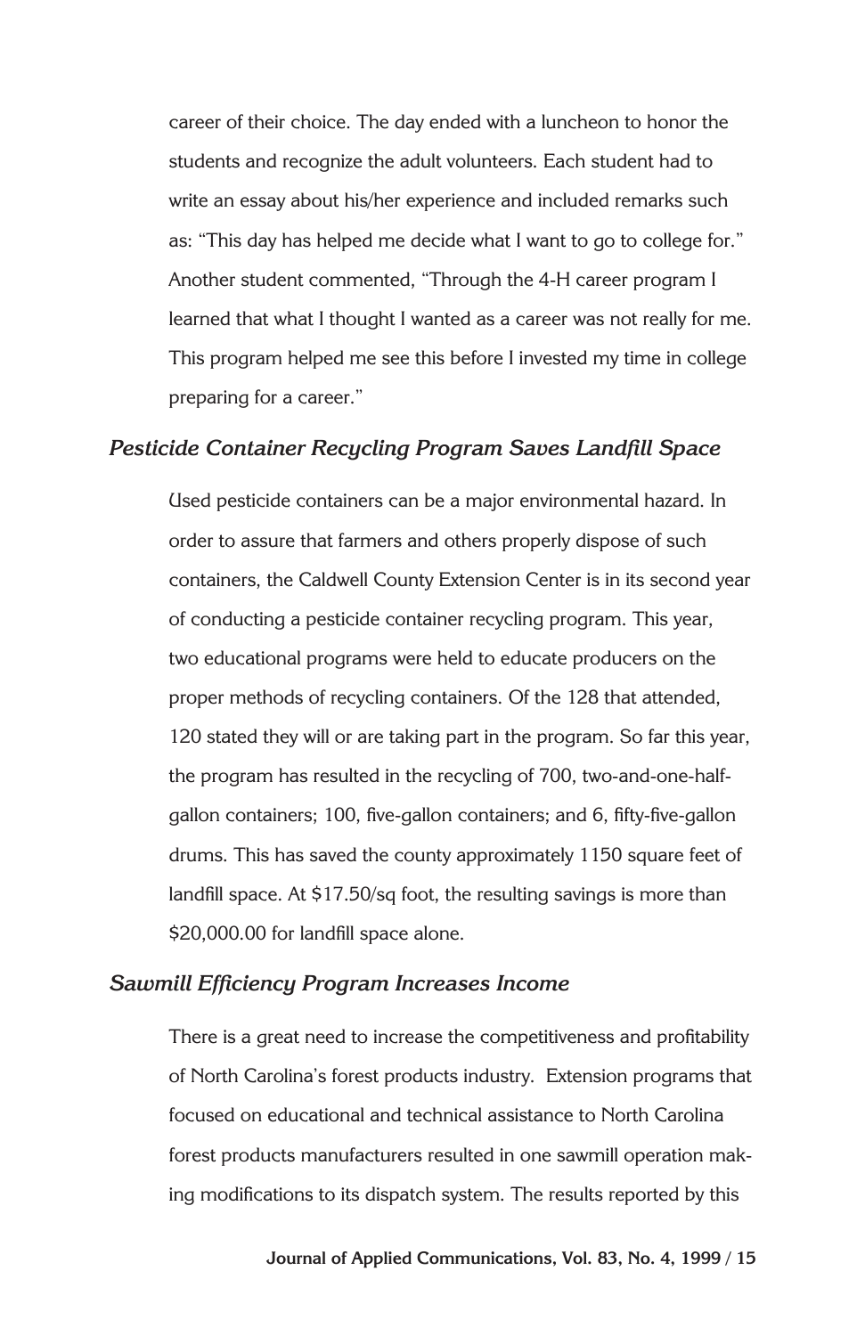career of their choice. The day ended with a luncheon to honor the students and recognize the adult volunteers. Each student had to write an essay about his/her experience and included remarks such as: "This day has helped me decide what I want to go to college for." Another student commented, "Through the 4-H career program I learned that what I thought I wanted as a career was not really for me. This program helped me see this before I invested my time in college preparing for a career."

### *Pesticide Container Recycling Program Saves Landfill Space*

Used pesticide containers can be a major environmental hazard. In order to assure that farmers and others properly dispose of such containers, the Caldwell County Extension Center is in its second year of conducting a pesticide container recycling program. This year, two educational programs were held to educate producers on the proper methods of recycling containers. Of the 128 that attended, 120 stated they will or are taking part in the program. So far this year, the program has resulted in the recycling of 700, two-and-one-half-gallon containers; 100, five-gallon containers; and 6, fifty-five-gallon drums. This has saved the county approximately 1150 square feet of landfill space. At $17.50/sq foot, the resulting savings is more than $20,000.00 for landfill space alone.

### *Sawmill Efficiency Program Increases Income*

There is a great need to increase the competitiveness and profitability of North Carolina's forest products industry. Extension programs that focused on educational and technical assistance to North Carolina forest products manufacturers resulted in one sawmill operation making modifications to its dispatch system. The results reported by this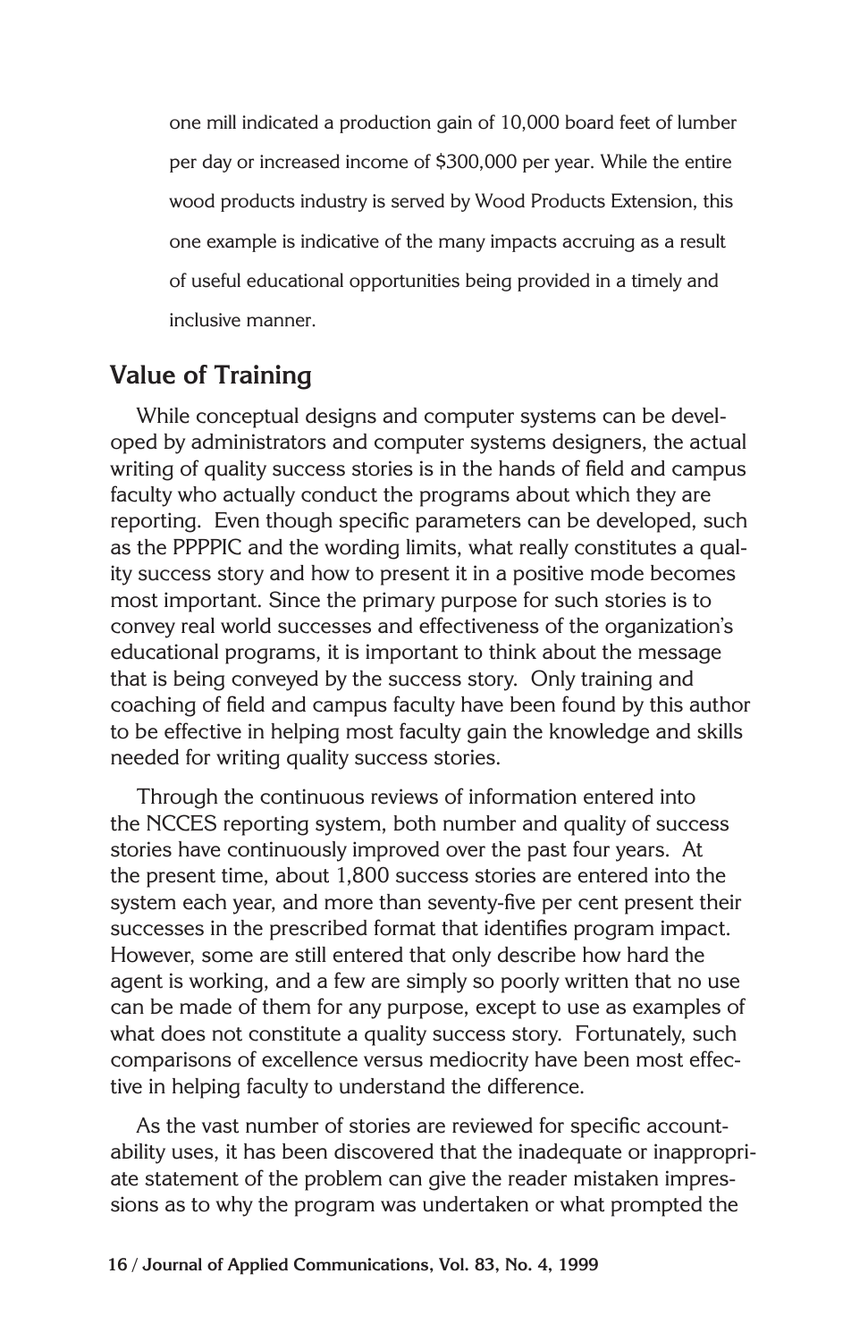one mill indicated a production gain of 10,000 board feet of lumber per day or increased income of $300,000 per year. While the entire wood products industry is served by Wood Products Extension, this one example is indicative of the many impacts accruing as a result of useful educational opportunities being provided in a timely and inclusive manner.

## Value of Training

While conceptual designs and computer systems can be developed by administrators and computer systems designers, the actual writing of quality success stories is in the hands of field and campus faculty who actually conduct the programs about which they are reporting. Even though specific parameters can be developed, such as the PPPPIC and the wording limits, what really constitutes a quality success story and how to present it in a positive mode becomes most important. Since the primary purpose for such stories is to convey real world successes and effectiveness of the organization's educational programs, it is important to think about the message that is being conveyed by the success story. Only training and coaching of field and campus faculty have been found by this author to be effective in helping most faculty gain the knowledge and skills needed for writing quality success stories.

Through the continuous reviews of information entered into the NCCES reporting system, both number and quality of success stories have continuously improved over the past four years. At the present time, about 1,800 success stories are entered into the system each year, and more than seventy-five per cent present their successes in the prescribed format that identifies program impact. However, some are still entered that only describe how hard the agent is working, and a few are simply so poorly written that no use can be made of them for any purpose, except to use as examples of what does not constitute a quality success story. Fortunately, such comparisons of excellence versus mediocrity have been most effective in helping faculty to understand the difference.

As the vast number of stories are reviewed for specific accountability uses, it has been discovered that the inadequate or inappropriate statement of the problem can give the reader mistaken impressions as to why the program was undertaken or what prompted the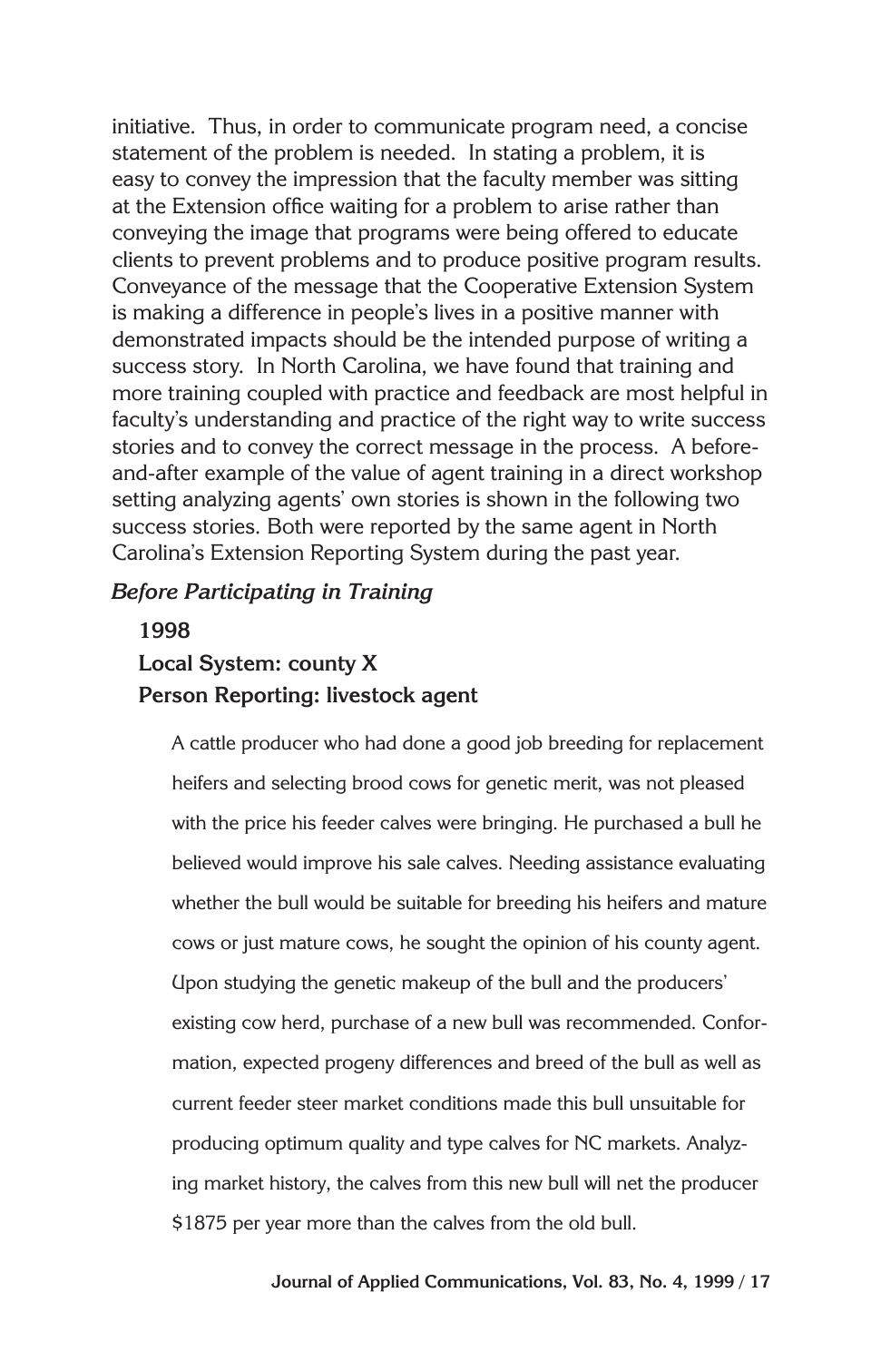initiative. Thus, in order to communicate program need, a concise statement of the problem is needed. In stating a problem, it is easy to convey the impression that the faculty member was sitting at the Extension office waiting for a problem to arise rather than conveying the image that programs were being offered to educate clients to prevent problems and to produce positive program results. Conveyance of the message that the Cooperative Extension System is making a difference in people's lives in a positive manner with demonstrated impacts should be the intended purpose of writing a success story. In North Carolina, we have found that training and more training coupled with practice and feedback are most helpful in faculty's understanding and practice of the right way to write success stories and to convey the correct message in the process. A before-and-after example of the value of agent training in a direct workshop setting analyzing agents' own stories is shown in the following two success stories. Both were reported by the same agent in North Carolina's Extension Reporting System during the past year.

***Before Participating in Training***

**1998**

**Local System: county X**

**Person Reporting: livestock agent**

> A cattle producer who had done a good job breeding for replacement heifers and selecting brood cows for genetic merit, was not pleased with the price his feeder calves were bringing. He purchased a bull he believed would improve his sale calves. Needing assistance evaluating whether the bull would be suitable for breeding his heifers and mature cows or just mature cows, he sought the opinion of his county agent. Upon studying the genetic makeup of the bull and the producers' existing cow herd, purchase of a new bull was recommended. Conformation, expected progeny differences and breed of the bull as well as current feeder steer market conditions made this bull unsuitable for producing optimum quality and type calves for NC markets. Analyzing market history, the calves from this new bull will net the producer \$1875 per year more than the calves from the old bull.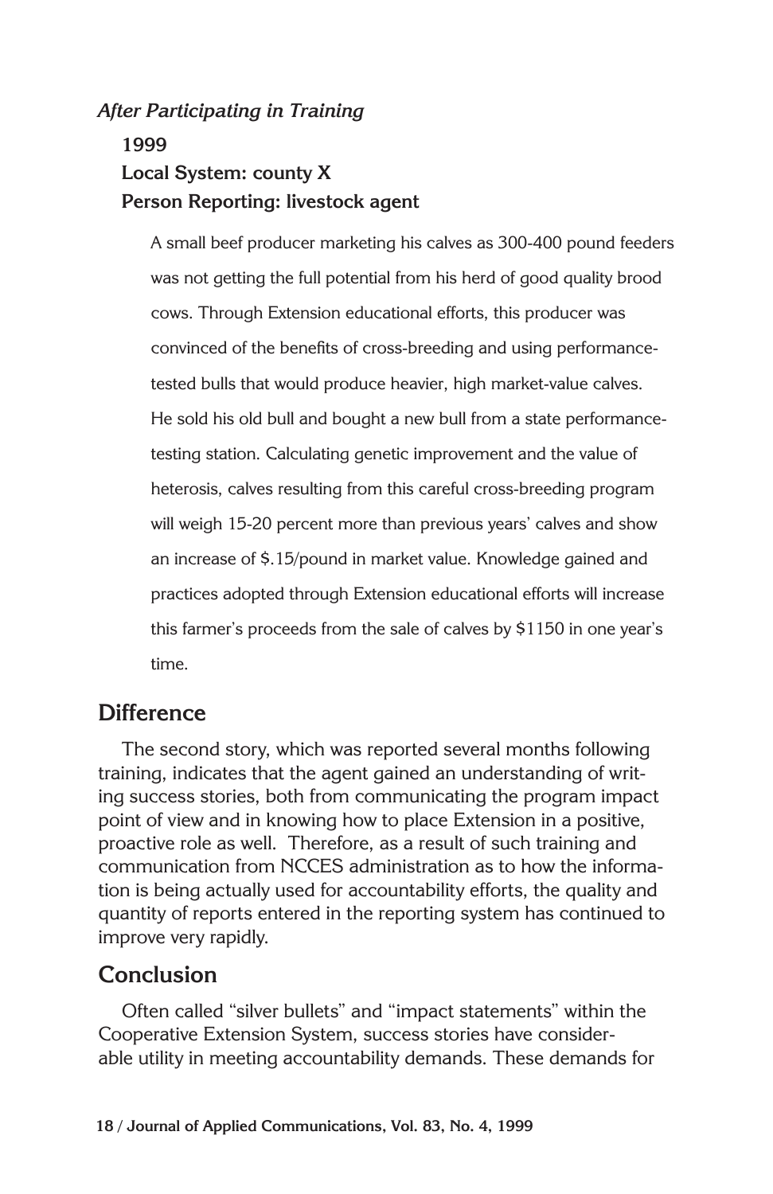*After Participating in Training*

**1999**

**Local System: county X**

**Person Reporting: livestock agent**

A small beef producer marketing his calves as 300-400 pound feeders was not getting the full potential from his herd of good quality brood cows. Through Extension educational efforts, this producer was convinced of the benefits of cross-breeding and using performance-tested bulls that would produce heavier, high market-value calves. He sold his old bull and bought a new bull from a state performance-testing station. Calculating genetic improvement and the value of heterosis, calves resulting from this careful cross-breeding program will weigh 15-20 percent more than previous years' calves and show an increase of $.15/pound in market value. Knowledge gained and practices adopted through Extension educational efforts will increase this farmer's proceeds from the sale of calves by $1150 in one year's time.

## Difference

The second story, which was reported several months following training, indicates that the agent gained an understanding of writing success stories, both from communicating the program impact point of view and in knowing how to place Extension in a positive, proactive role as well. Therefore, as a result of such training and communication from NCCES administration as to how the information is being actually used for accountability efforts, the quality and quantity of reports entered in the reporting system has continued to improve very rapidly.

## Conclusion

Often called "silver bullets" and "impact statements" within the Cooperative Extension System, success stories have considerable utility in meeting accountability demands. These demands for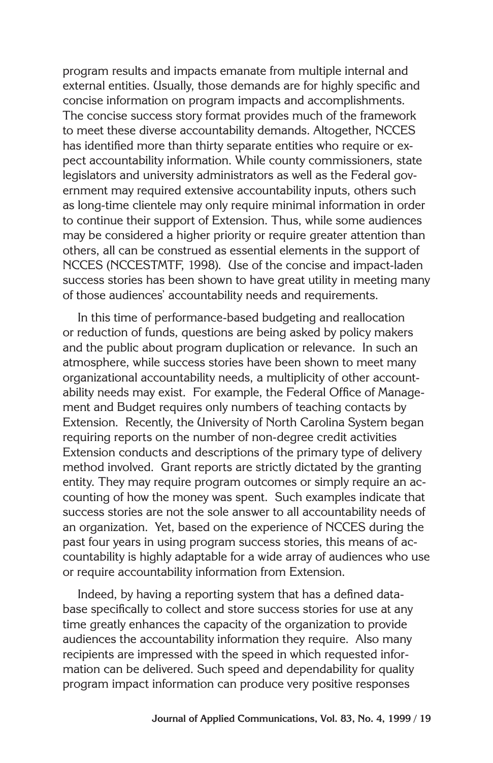program results and impacts emanate from multiple internal and external entities. Usually, those demands are for highly specific and concise information on program impacts and accomplishments. The concise success story format provides much of the framework to meet these diverse accountability demands. Altogether, NCCES has identified more than thirty separate entities who require or expect accountability information. While county commissioners, state legislators and university administrators as well as the Federal government may required extensive accountability inputs, others such as long-time clientele may only require minimal information in order to continue their support of Extension. Thus, while some audiences may be considered a higher priority or require greater attention than others, all can be construed as essential elements in the support of NCCES (NCCESTMTF, 1998). Use of the concise and impact-laden success stories has been shown to have great utility in meeting many of those audiences' accountability needs and requirements.

In this time of performance-based budgeting and reallocation or reduction of funds, questions are being asked by policy makers and the public about program duplication or relevance. In such an atmosphere, while success stories have been shown to meet many organizational accountability needs, a multiplicity of other accountability needs may exist. For example, the Federal Office of Management and Budget requires only numbers of teaching contacts by Extension. Recently, the University of North Carolina System began requiring reports on the number of non-degree credit activities Extension conducts and descriptions of the primary type of delivery method involved. Grant reports are strictly dictated by the granting entity. They may require program outcomes or simply require an accounting of how the money was spent. Such examples indicate that success stories are not the sole answer to all accountability needs of an organization. Yet, based on the experience of NCCES during the past four years in using program success stories, this means of accountability is highly adaptable for a wide array of audiences who use or require accountability information from Extension.

Indeed, by having a reporting system that has a defined database specifically to collect and store success stories for use at any time greatly enhances the capacity of the organization to provide audiences the accountability information they require. Also many recipients are impressed with the speed in which requested information can be delivered. Such speed and dependability for quality program impact information can produce very positive responses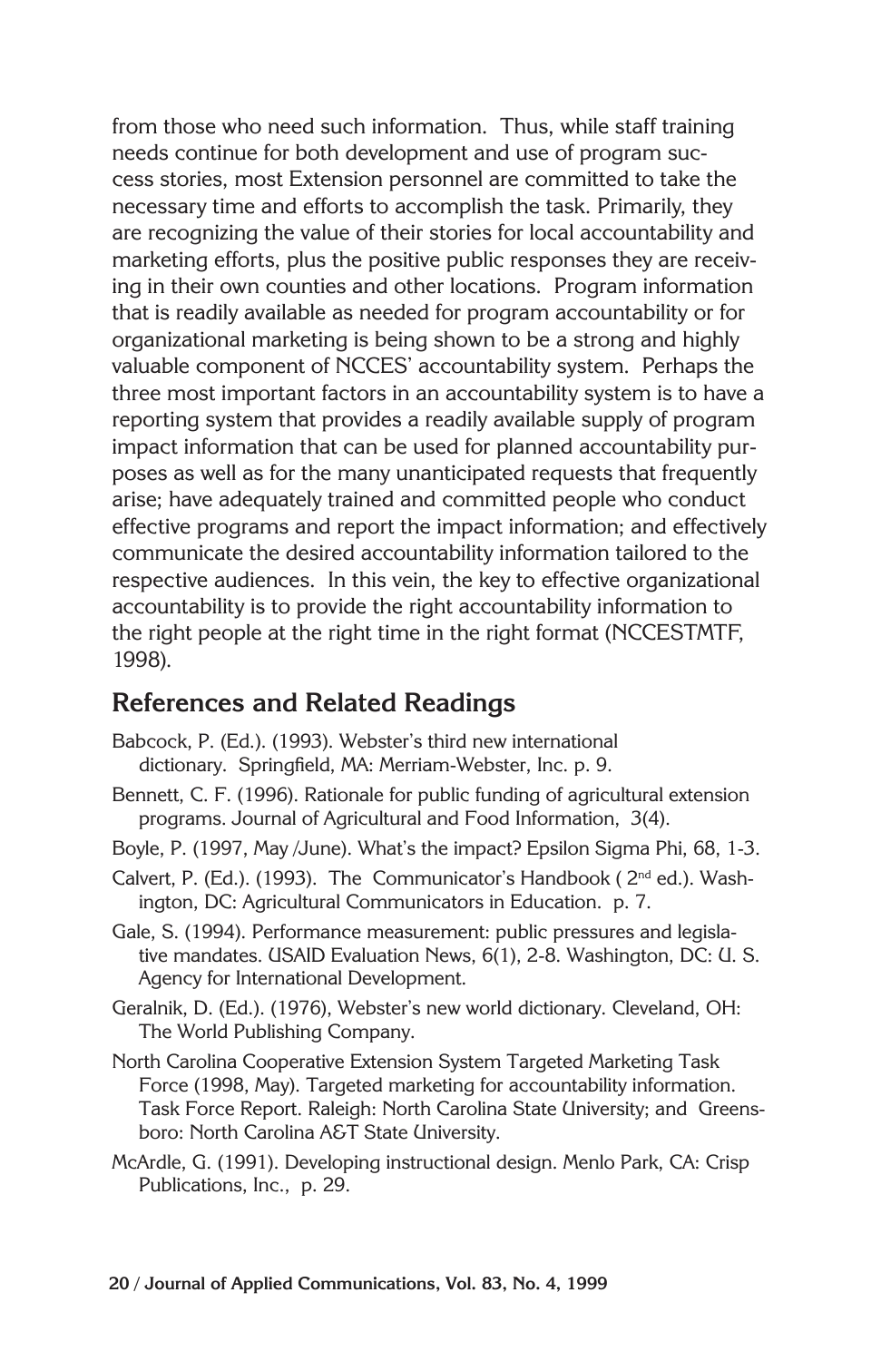from those who need such information. Thus, while staff training needs continue for both development and use of program success stories, most Extension personnel are committed to take the necessary time and efforts to accomplish the task. Primarily, they are recognizing the value of their stories for local accountability and marketing efforts, plus the positive public responses they are receiving in their own counties and other locations. Program information that is readily available as needed for program accountability or for organizational marketing is being shown to be a strong and highly valuable component of NCCES' accountability system. Perhaps the three most important factors in an accountability system is to have a reporting system that provides a readily available supply of program impact information that can be used for planned accountability purposes as well as for the many unanticipated requests that frequently arise; have adequately trained and committed people who conduct effective programs and report the impact information; and effectively communicate the desired accountability information tailored to the respective audiences. In this vein, the key to effective organizational accountability is to provide the right accountability information to the right people at the right time in the right format (NCCESTMTF, 1998).

## References and Related Readings

Babcock, P. (Ed.). (1993). Webster's third new international dictionary. Springfield, MA: Merriam-Webster, Inc. p. 9.

Bennett, C. F. (1996). Rationale for public funding of agricultural extension programs. Journal of Agricultural and Food Information, 3(4).

Boyle, P. (1997, May /June). What's the impact? Epsilon Sigma Phi, 68, 1-3.

Calvert, P. (Ed.). (1993). The Communicator's Handbook ( 2nd ed.). Washington, DC: Agricultural Communicators in Education. p. 7.

Gale, S. (1994). Performance measurement: public pressures and legislative mandates. USAID Evaluation News, 6(1), 2-8. Washington, DC: U. S. Agency for International Development.

Geralnik, D. (Ed.). (1976), Webster's new world dictionary. Cleveland, OH: The World Publishing Company.

North Carolina Cooperative Extension System Targeted Marketing Task Force (1998, May). Targeted marketing for accountability information. Task Force Report. Raleigh: North Carolina State University; and Greensboro: North Carolina A&T State University.

McArdle, G. (1991). Developing instructional design. Menlo Park, CA: Crisp Publications, Inc., p. 29.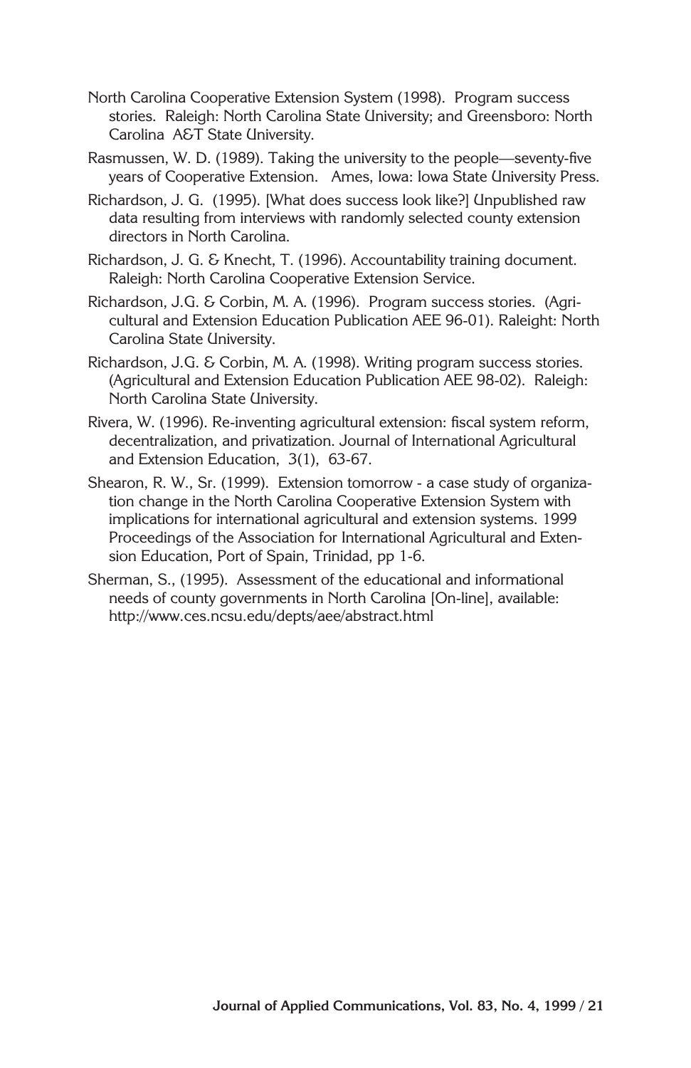North Carolina Cooperative Extension System (1998). Program success stories. Raleigh: North Carolina State University; and Greensboro: North Carolina A&T State University.

Rasmussen, W. D. (1989). Taking the university to the people—seventy-five years of Cooperative Extension. Ames, Iowa: Iowa State University Press.

Richardson, J. G. (1995). [What does success look like?] Unpublished raw data resulting from interviews with randomly selected county extension directors in North Carolina.

Richardson, J. G. & Knecht, T. (1996). Accountability training document. Raleigh: North Carolina Cooperative Extension Service.

Richardson, J.G. & Corbin, M. A. (1996). Program success stories. (Agricultural and Extension Education Publication AEE 96-01). Raleight: North Carolina State University.

Richardson, J.G. & Corbin, M. A. (1998). Writing program success stories. (Agricultural and Extension Education Publication AEE 98-02). Raleigh: North Carolina State University.

Rivera, W. (1996). Re-inventing agricultural extension: fiscal system reform, decentralization, and privatization. Journal of International Agricultural and Extension Education, 3(1), 63-67.

Shearon, R. W., Sr. (1999). Extension tomorrow - a case study of organization change in the North Carolina Cooperative Extension System with implications for international agricultural and extension systems. 1999 Proceedings of the Association for International Agricultural and Extension Education, Port of Spain, Trinidad, pp 1-6.

Sherman, S., (1995). Assessment of the educational and informational needs of county governments in North Carolina [On-line], available: http://www.ces.ncsu.edu/depts/aee/abstract.html